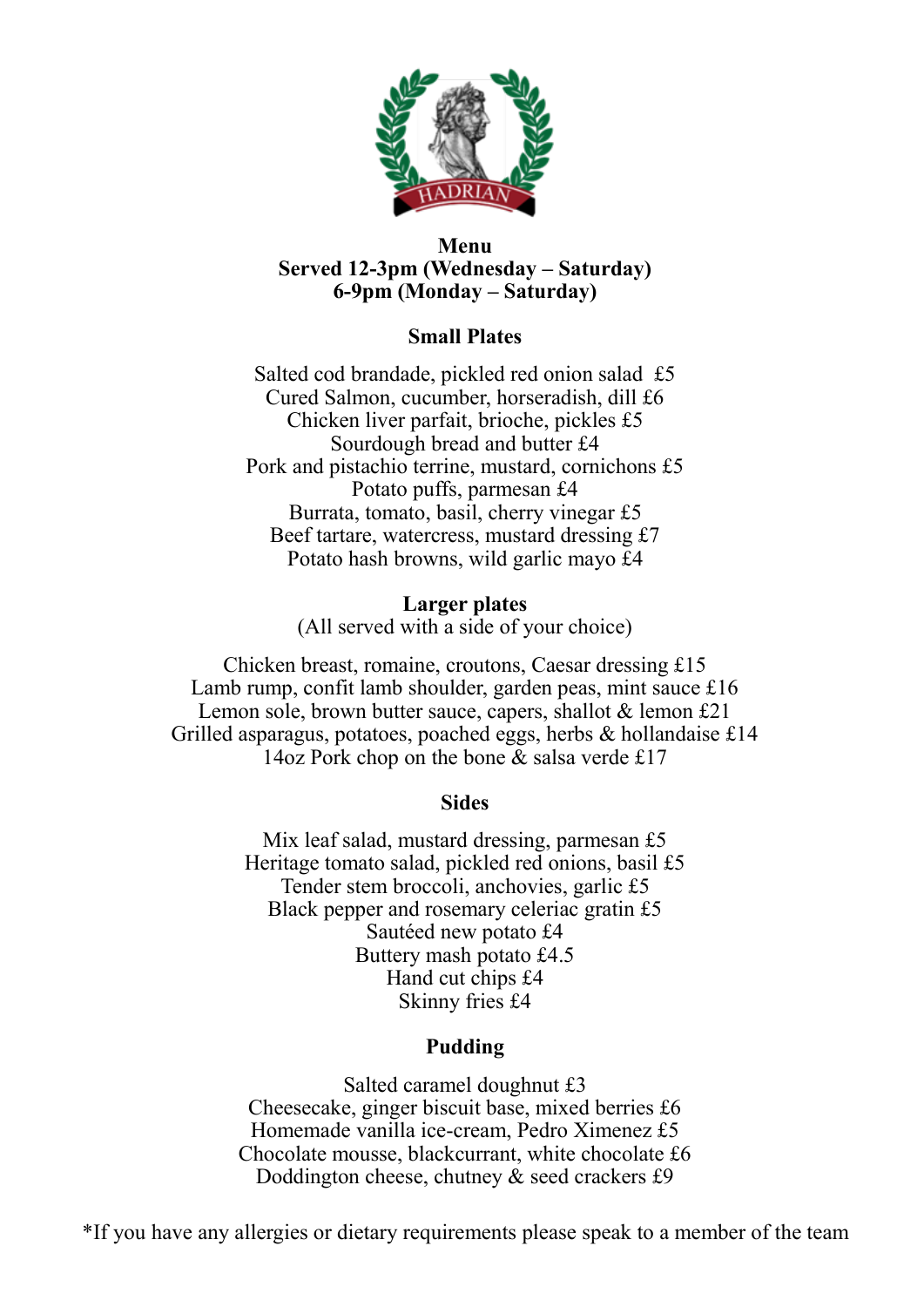HADRIAN

**Menu**
**Served 12-3pm (Wednesday – Saturday)**
**6-9pm (Monday – Saturday)**

## Small Plates

Salted cod brandade, pickled red onion salad £5
Cured Salmon, cucumber, horseradish, dill £6
Chicken liver parfait, brioche, pickles £5
Sourdough bread and butter £4
Pork and pistachio terrine, mustard, cornichons £5
Potato puffs, parmesan £4
Burrata, tomato, basil, cherry vinegar £5
Beef tartare, watercress, mustard dressing £7
Potato hash browns, wild garlic mayo £4

## Larger plates

(All served with a side of your choice)

Chicken breast, romaine, croutons, Caesar dressing £15
Lamb rump, confit lamb shoulder, garden peas, mint sauce £16
Lemon sole, brown butter sauce, capers, shallot & lemon £21
Grilled asparagus, potatoes, poached eggs, herbs & hollandaise £14
14oz Pork chop on the bone & salsa verde £17

## Sides

Mix leaf salad, mustard dressing, parmesan £5
Heritage tomato salad, pickled red onions, basil £5
Tender stem broccoli, anchovies, garlic £5
Black pepper and rosemary celeriac gratin £5
Sautéed new potato £4
Buttery mash potato £4.5
Hand cut chips £4
Skinny fries £4

## Pudding

Salted caramel doughnut £3
Cheesecake, ginger biscuit base, mixed berries £6
Homemade vanilla ice-cream, Pedro Ximenez £5
Chocolate mousse, blackcurrant, white chocolate £6
Doddington cheese, chutney & seed crackers £9

*If you have any allergies or dietary requirements please speak to a member of the team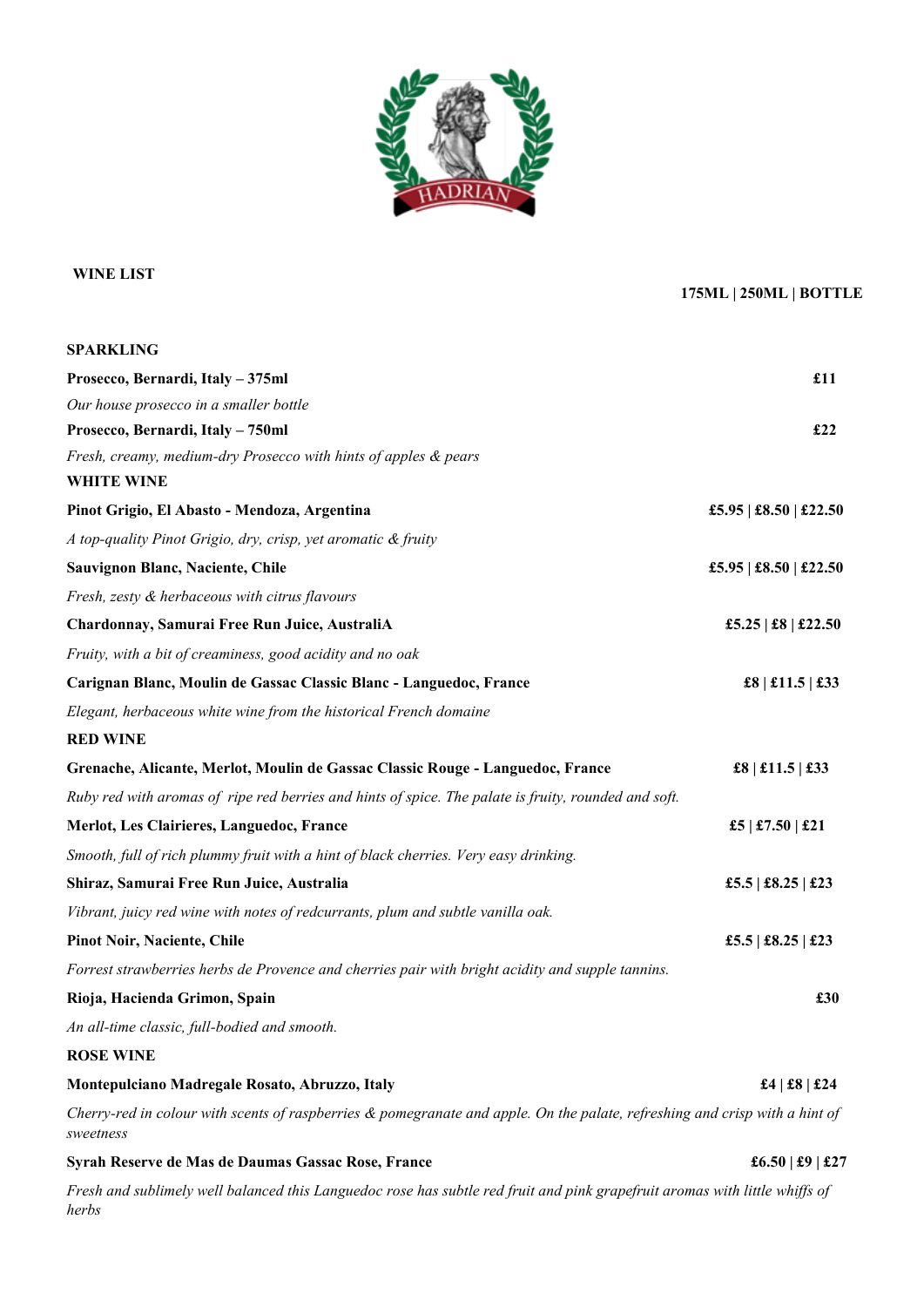**WINE LIST**

**175ML | 250ML | BOTTLE**

**SPARKLING**

**Prosecco, Bernardi, Italy – 375ml** — **£11**

*Our house prosecco in a smaller bottle*

**Prosecco, Bernardi, Italy – 750ml** — **£22**

*Fresh, creamy, medium-dry Prosecco with hints of apples & pears*

**WHITE WINE**

**Pinot Grigio, El Abasto - Mendoza, Argentina** — **£5.95 | £8.50 | £22.50**

*A top-quality Pinot Grigio, dry, crisp, yet aromatic & fruity*

**Sauvignon Blanc, Naciente, Chile** — **£5.95 | £8.50 | £22.50**

*Fresh, zesty & herbaceous with citrus flavours*

**Chardonnay, Samurai Free Run Juice, AustraliA** — **£5.25 | £8 | £22.50**

*Fruity, with a bit of creaminess, good acidity and no oak*

**Carignan Blanc, Moulin de Gassac Classic Blanc - Languedoc, France** — **£8 | £11.5 | £33**

*Elegant, herbaceous white wine from the historical French domaine*

**RED WINE**

**Grenache, Alicante, Merlot, Moulin de Gassac Classic Rouge - Languedoc, France** — **£8 | £11.5 | £33**

*Ruby red with aromas of ripe red berries and hints of spice. The palate is fruity, rounded and soft.*

**Merlot, Les Clairieres, Languedoc, France** — **£5 | £7.50 | £21**

*Smooth, full of rich plummy fruit with a hint of black cherries. Very easy drinking.*

**Shiraz, Samurai Free Run Juice, Australia** — **£5.5 | £8.25 | £23**

*Vibrant, juicy red wine with notes of redcurrants, plum and subtle vanilla oak.*

**Pinot Noir, Naciente, Chile** — **£5.5 | £8.25 | £23**

*Forrest strawberries herbs de Provence and cherries pair with bright acidity and supple tannins.*

**Rioja, Hacienda Grimon, Spain** — **£30**

*An all-time classic, full-bodied and smooth.*

**ROSE WINE**

**Montepulciano Madregale Rosato, Abruzzo, Italy** — **£4 | £8 | £24**

*Cherry-red in colour with scents of raspberries & pomegranate and apple. On the palate, refreshing and crisp with a hint of sweetness*

**Syrah Reserve de Mas de Daumas Gassac Rose, France** — **£6.50 | £9 | £27**

*Fresh and sublimely well balanced this Languedoc rose has subtle red fruit and pink grapefruit aromas with little whiffs of herbs*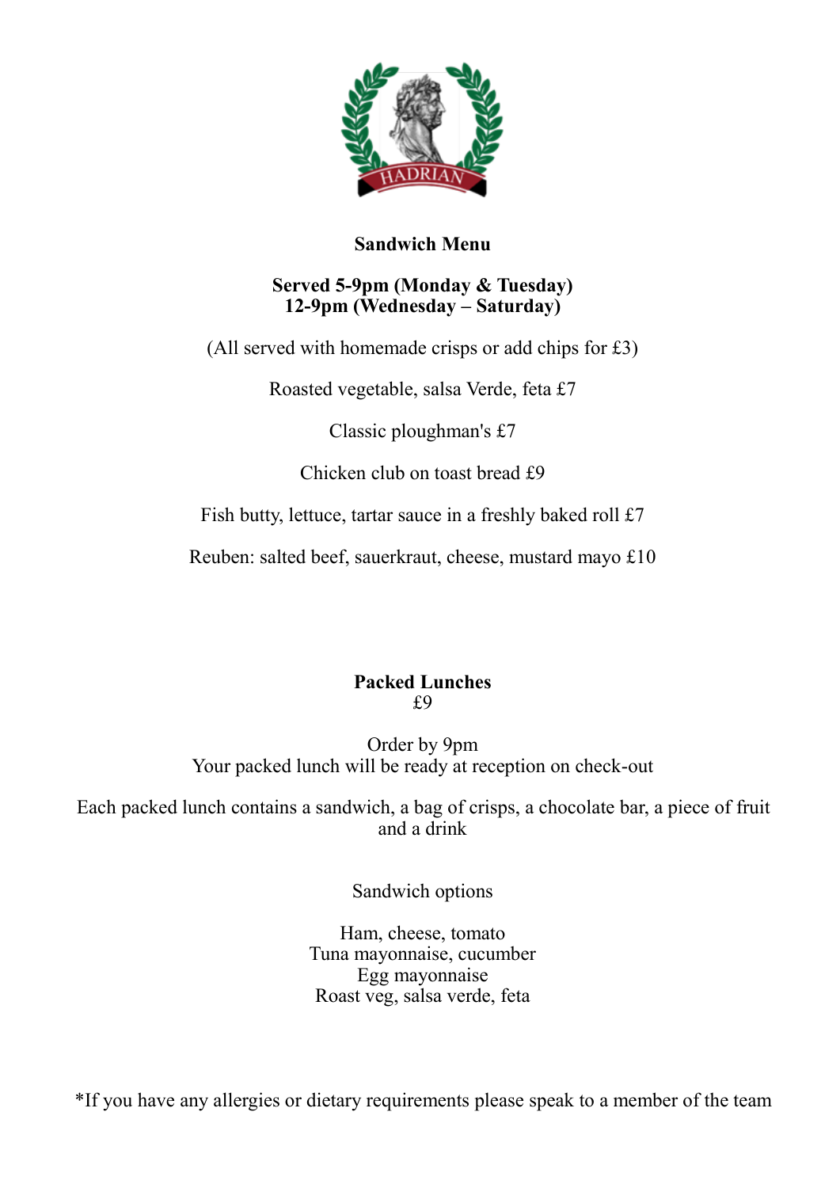HADRIAN

## Sandwich Menu

**Served 5-9pm (Monday & Tuesday)**
**12-9pm (Wednesday – Saturday)**

(All served with homemade crisps or add chips for £3)

Roasted vegetable, salsa Verde, feta £7

Classic ploughman's £7

Chicken club on toast bread £9

Fish butty, lettuce, tartar sauce in a freshly baked roll £7

Reuben: salted beef, sauerkraut, cheese, mustard mayo £10

## Packed Lunches

£9

Order by 9pm
Your packed lunch will be ready at reception on check-out

Each packed lunch contains a sandwich, a bag of crisps, a chocolate bar, a piece of fruit and a drink

Sandwich options

Ham, cheese, tomato
Tuna mayonnaise, cucumber
Egg mayonnaise
Roast veg, salsa verde, feta

*If you have any allergies or dietary requirements please speak to a member of the team